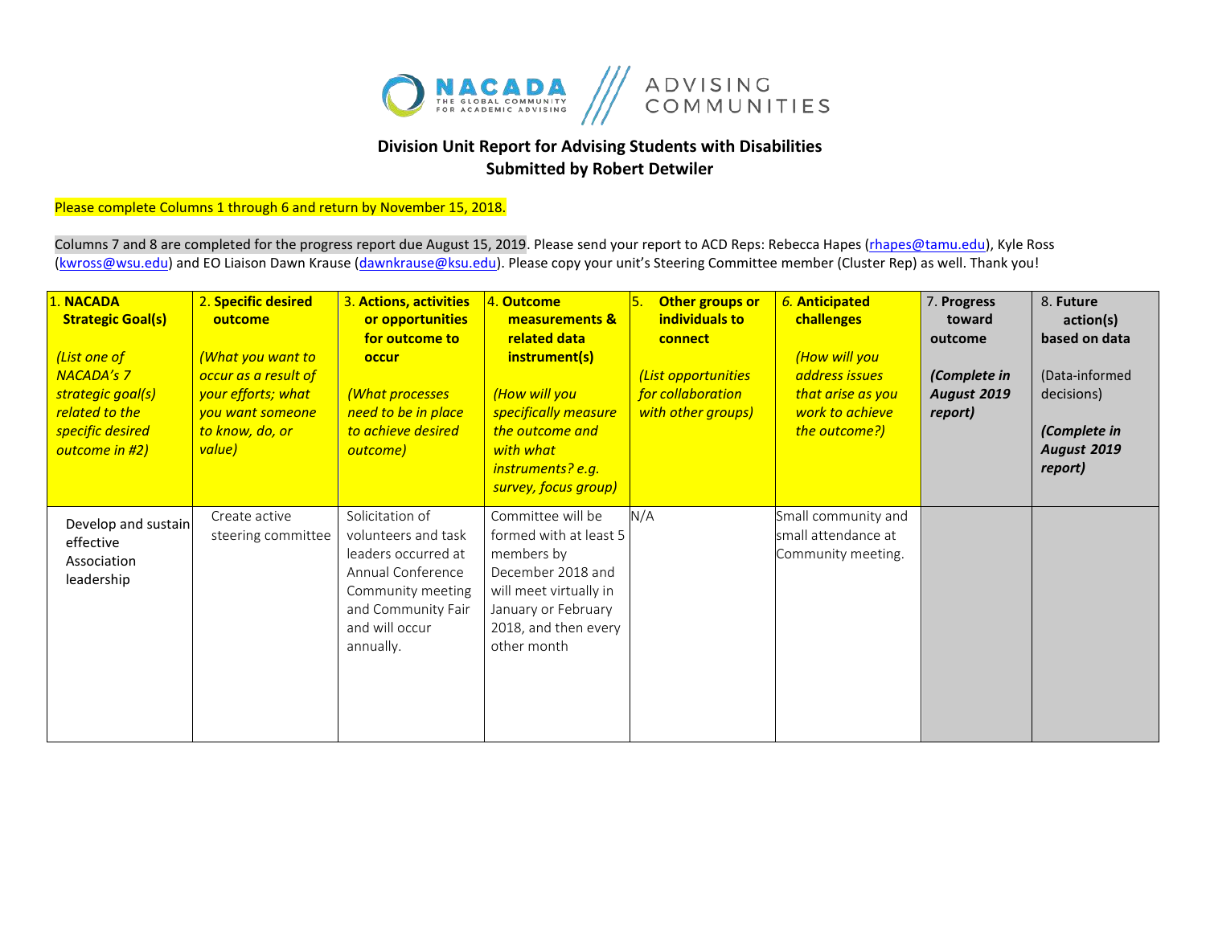## Division Unit Report for Advising Students with Disabilities
## Submitted by Robert Detwiler

Please complete Columns 1 through 6 and return by November 15, 2018.

Columns 7 and 8 are completed for the progress report due August 15, 2019. Please send your report to ACD Reps: Rebecca Hapes (rhapes@tamu.edu), Kyle Ross (kwross@wsu.edu) and EO Liaison Dawn Krause (dawnkrause@ksu.edu). Please copy your unit's Steering Committee member (Cluster Rep) as well. Thank you!

| 1. **NACADA Strategic Goal(s)** *(List one of NACADA's 7 strategic goal(s) related to the specific desired outcome in #2)* | 2. **Specific desired outcome** *(What you want to occur as a result of your efforts; what you want someone to know, do, or value)* | 3. **Actions, activities or opportunities for outcome to occur** *(What processes need to be in place to achieve desired outcome)* | 4. **Outcome measurements & related data instrument(s)** *(How will you specifically measure the outcome and with what instruments? e.g. survey, focus group)* | 5. **Other groups or individuals to connect** *(List opportunities for collaboration with other groups)* | 6. **Anticipated challenges** *(How will you address issues that arise as you work to achieve the outcome?)* | 7. Progress toward outcome ***(Complete in August 2019 report)*** | 8. **Future action(s) based on data** (Data-informed decisions) ***(Complete in August 2019 report)*** |
|---|---|---|---|---|---|---|---|
| Develop and sustain effective Association leadership | Create active steering committee | Solicitation of volunteers and task leaders occurred at Annual Conference Community meeting and Community Fair and will occur annually. | Committee will be formed with at least 5 members by December 2018 and will meet virtually in January or February 2018, and then every other month | N/A | Small community and small attendance at Community meeting. | | |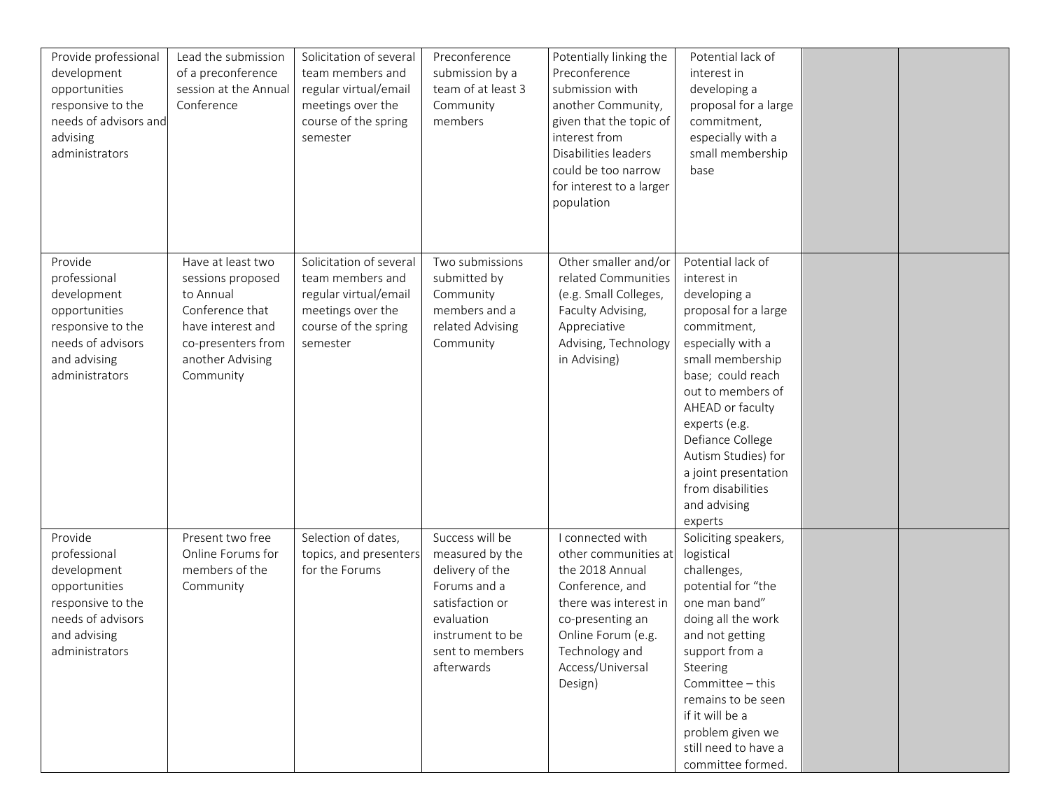| | | | | | | | |
|---|---|---|---|---|---|---|---|
| Provide professional development opportunities responsive to the needs of advisors and advising administrators | Lead the submission of a preconference session at the Annual Conference | Solicitation of several team members and regular virtual/email meetings over the course of the spring semester | Preconference submission by a team of at least 3 Community members | Potentially linking the Preconference submission with another Community, given that the topic of interest from Disabilities leaders could be too narrow for interest to a larger population | Potential lack of interest in developing a proposal for a large commitment, especially with a small membership base | | |
| Provide professional development opportunities responsive to the needs of advisors and advising administrators | Have at least two sessions proposed to Annual Conference that have interest and co-presenters from another Advising Community | Solicitation of several team members and regular virtual/email meetings over the course of the spring semester | Two submissions submitted by Community members and a related Advising Community | Other smaller and/or related Communities (e.g. Small Colleges, Faculty Advising, Appreciative Advising, Technology in Advising) | Potential lack of interest in developing a proposal for a large commitment, especially with a small membership base; could reach out to members of AHEAD or faculty experts (e.g. Defiance College Autism Studies) for a joint presentation from disabilities and advising experts | | |
| Provide professional development opportunities responsive to the needs of advisors and advising administrators | Present two free Online Forums for members of the Community | Selection of dates, topics, and presenters for the Forums | Success will be measured by the delivery of the Forums and a satisfaction or evaluation instrument to be sent to members afterwards | I connected with other communities at the 2018 Annual Conference, and there was interest in co-presenting an Online Forum (e.g. Technology and Access/Universal Design) | Soliciting speakers, logistical challenges, potential for "the one man band" doing all the work and not getting support from a Steering Committee – this remains to be seen if it will be a problem given we still need to have a committee formed. | | |